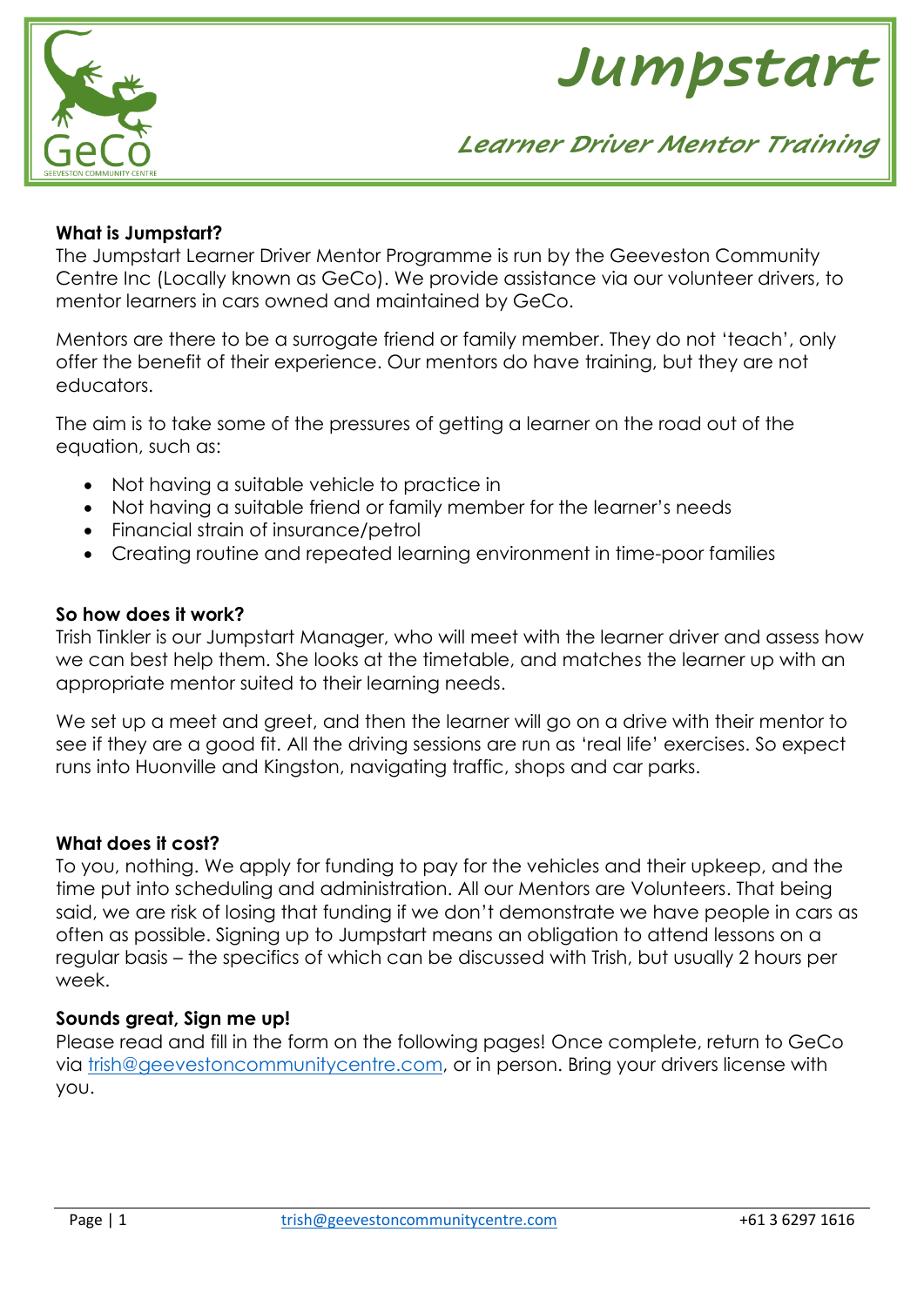# Jumpstart

## Learner Driver Mentor Training

**What is Jumpstart?**

The Jumpstart Learner Driver Mentor Programme is run by the Geeveston Community Centre Inc (Locally known as GeCo). We provide assistance via our volunteer drivers, to mentor learners in cars owned and maintained by GeCo.

Mentors are there to be a surrogate friend or family member. They do not 'teach', only offer the benefit of their experience. Our mentors do have training, but they are not educators.

The aim is to take some of the pressures of getting a learner on the road out of the equation, such as:

- Not having a suitable vehicle to practice in
- Not having a suitable friend or family member for the learner's needs
- Financial strain of insurance/petrol
- Creating routine and repeated learning environment in time-poor families

**So how does it work?**

Trish Tinkler is our Jumpstart Manager, who will meet with the learner driver and assess how we can best help them. She looks at the timetable, and matches the learner up with an appropriate mentor suited to their learning needs.

We set up a meet and greet, and then the learner will go on a drive with their mentor to see if they are a good fit. All the driving sessions are run as 'real life' exercises. So expect runs into Huonville and Kingston, navigating traffic, shops and car parks.

**What does it cost?**

To you, nothing. We apply for funding to pay for the vehicles and their upkeep, and the time put into scheduling and administration. All our Mentors are Volunteers. That being said, we are risk of losing that funding if we don't demonstrate we have people in cars as often as possible. Signing up to Jumpstart means an obligation to attend lessons on a regular basis – the specifics of which can be discussed with Trish, but usually 2 hours per week.

**Sounds great, Sign me up!**

Please read and fill in the form on the following pages! Once complete, return to GeCo via trish@geevestoncommunitycentre.com, or in person. Bring your drivers license with you.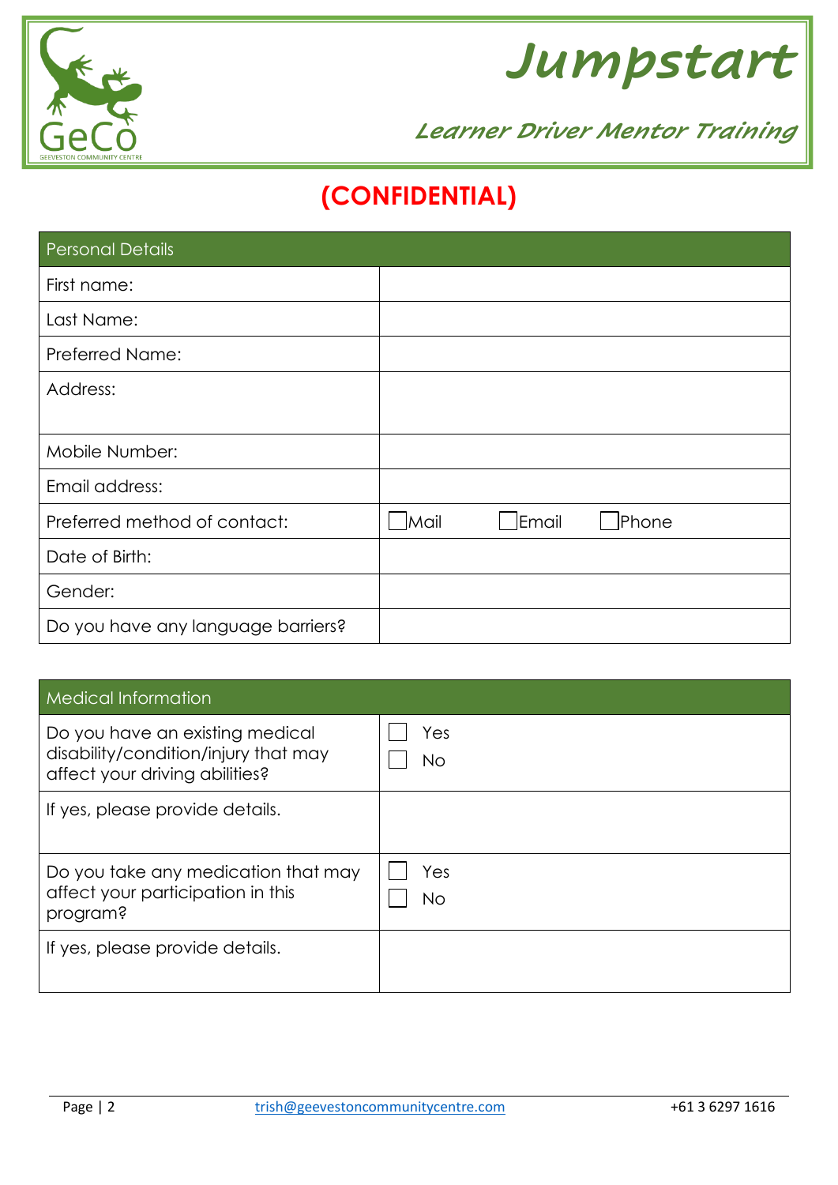# (CONFIDENTIAL)

| Personal Details | |
|---|---|
| First name: | |
| Last Name: | |
| Preferred Name: | |
| Address: | |
| Mobile Number: | |
| Email address: | |
| Preferred method of contact: | ☐ Mail ☐ Email ☐ Phone |
| Date of Birth: | |
| Gender: | |
| Do you have any language barriers? | |

| Medical Information | |
|---|---|
| Do you have an existing medical disability/condition/injury that may affect your driving abilities? | ☐ Yes<br>☐ No |
| If yes, please provide details. | |
| Do you take any medication that may affect your participation in this program? | ☐ Yes<br>☐ No |
| If yes, please provide details. | |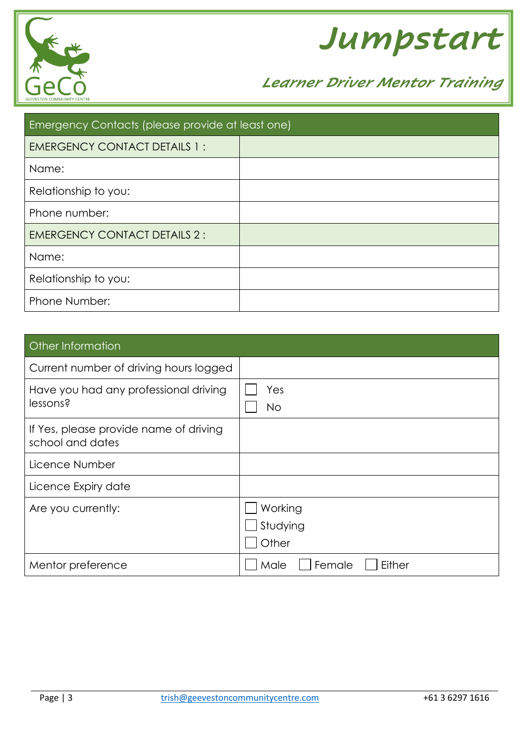# Jumpstart

## Learner Driver Mentor Training

| Emergency Contacts (please provide at least one) | |
|---|---|
| EMERGENCY CONTACT DETAILS 1 : | |
| Name: | |
| Relationship to you: | |
| Phone number: | |
| EMERGENCY CONTACT DETAILS 2 : | |
| Name: | |
| Relationship to you: | |
| Phone Number: | |

| Other Information | |
|---|---|
| Current number of driving hours logged | |
| Have you had any professional driving lessons? | ☐ Yes<br>☐ No |
| If Yes, please provide name of driving school and dates | |
| Licence Number | |
| Licence Expiry date | |
| Are you currently: | ☐ Working<br>☐ Studying<br>☐ Other |
| Mentor preference | ☐ Male ☐ Female ☐ Either |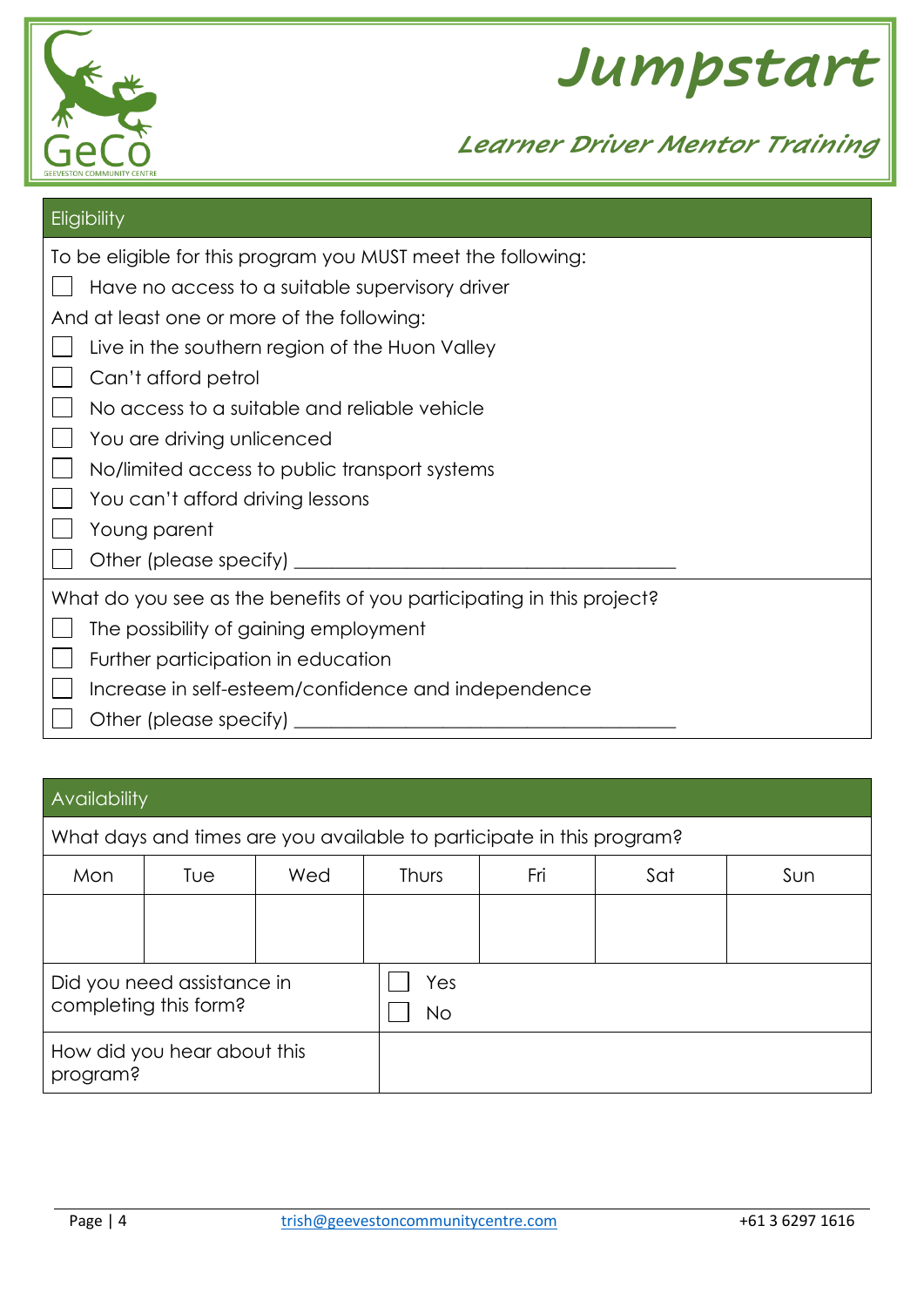# Jumpstart

## Learner Driver Mentor Training

## Eligibility

To be eligible for this program you MUST meet the following:

- ☐ Have no access to a suitable supervisory driver

And at least one or more of the following:

- ☐ Live in the southern region of the Huon Valley
- ☐ Can't afford petrol
- ☐ No access to a suitable and reliable vehicle
- ☐ You are driving unlicenced
- ☐ No/limited access to public transport systems
- ☐ You can't afford driving lessons
- ☐ Young parent
- ☐ Other (please specify) ________________________________________

What do you see as the benefits of you participating in this project?

- ☐ The possibility of gaining employment
- ☐ Further participation in education
- ☐ Increase in self-esteem/confidence and independence
- ☐ Other (please specify) ________________________________________

## Availability

What days and times are you available to participate in this program?

| Mon | Tue | Wed | Thurs | Fri | Sat | Sun |
|---|---|---|---|---|---|---|
| | | | | | | |

| | |
|---|---|
| Did you need assistance in completing this form? | ☐ Yes<br>☐ No |
| How did you hear about this program? | |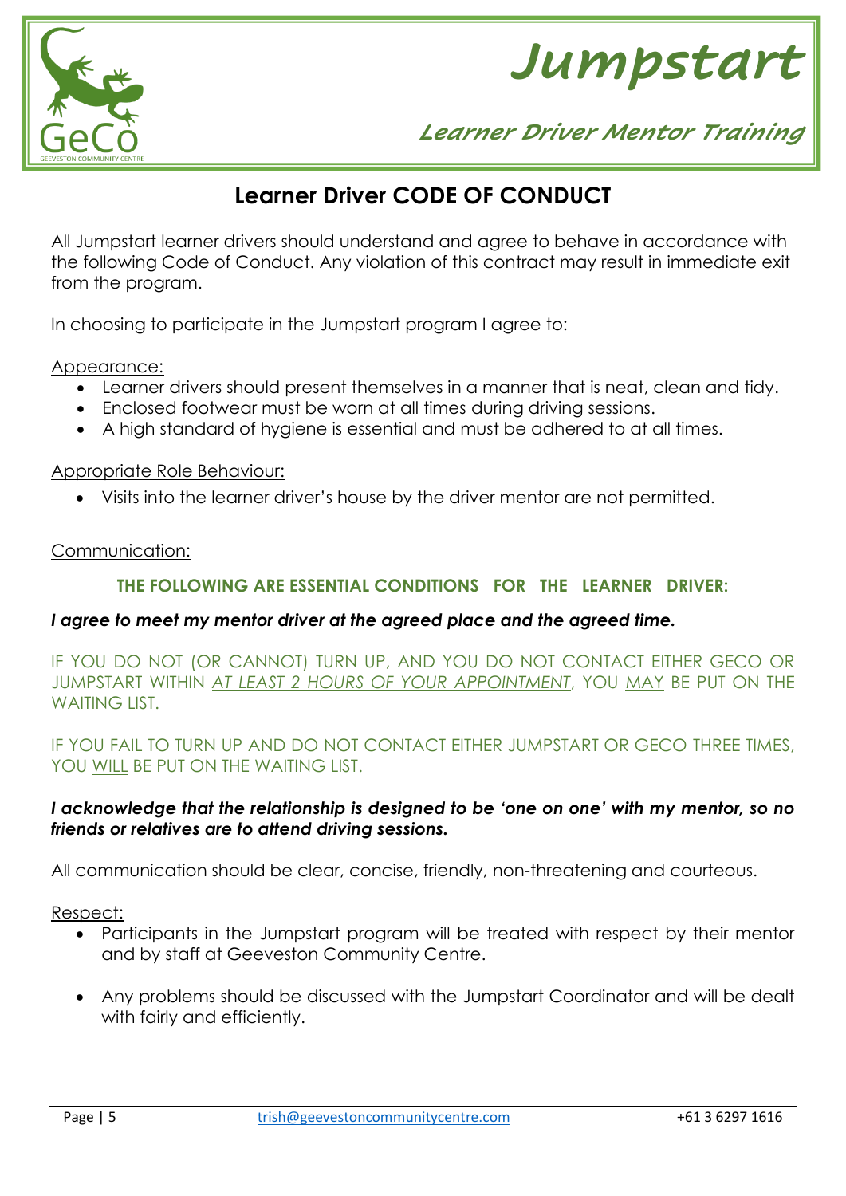# Learner Driver CODE OF CONDUCT

All Jumpstart learner drivers should understand and agree to behave in accordance with the following Code of Conduct. Any violation of this contract may result in immediate exit from the program.

In choosing to participate in the Jumpstart program I agree to:

Appearance:

- Learner drivers should present themselves in a manner that is neat, clean and tidy.
- Enclosed footwear must be worn at all times during driving sessions.
- A high standard of hygiene is essential and must be adhered to at all times.

Appropriate Role Behaviour:

- Visits into the learner driver's house by the driver mentor are not permitted.

Communication:

**THE FOLLOWING ARE ESSENTIAL CONDITIONS FOR THE LEARNER DRIVER:**

***I agree to meet my mentor driver at the agreed place and the agreed time.***

IF YOU DO NOT (OR CANNOT) TURN UP, AND YOU DO NOT CONTACT EITHER GECO OR JUMPSTART WITHIN *AT LEAST 2 HOURS OF YOUR APPOINTMENT*, YOU MAY BE PUT ON THE WAITING LIST.

IF YOU FAIL TO TURN UP AND DO NOT CONTACT EITHER JUMPSTART OR GECO THREE TIMES, YOU WILL BE PUT ON THE WAITING LIST.

***I acknowledge that the relationship is designed to be 'one on one' with my mentor, so no friends or relatives are to attend driving sessions.***

All communication should be clear, concise, friendly, non-threatening and courteous.

Respect:

- Participants in the Jumpstart program will be treated with respect by their mentor and by staff at Geeveston Community Centre.
- Any problems should be discussed with the Jumpstart Coordinator and will be dealt with fairly and efficiently.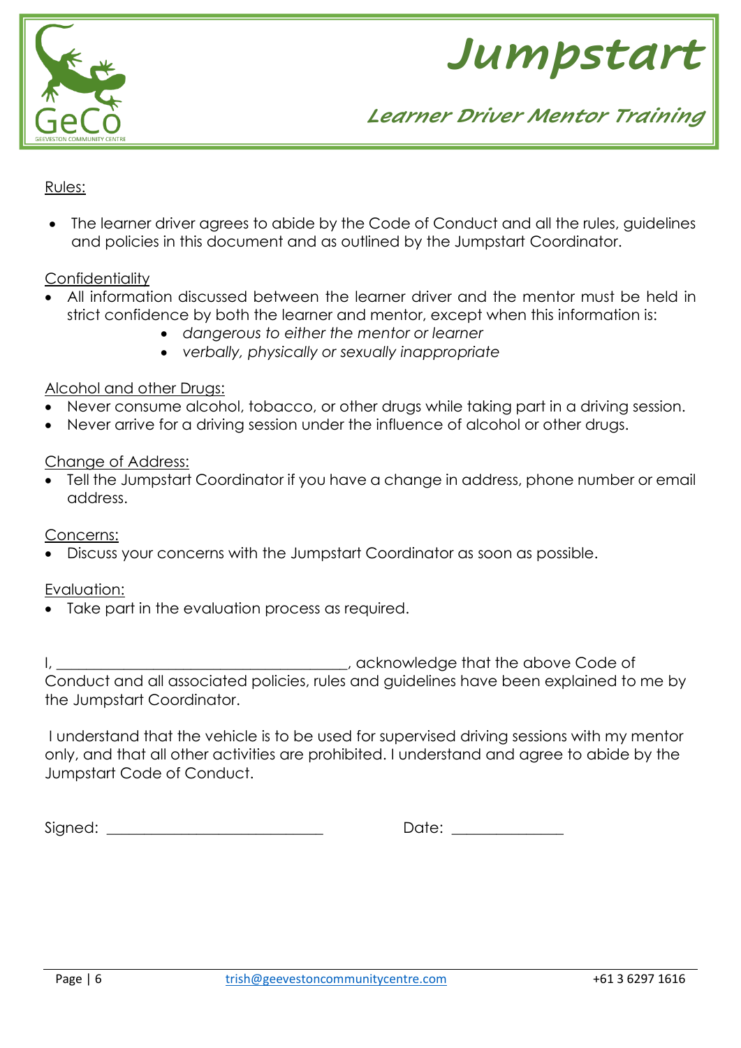# Jumpstart

## Learner Driver Mentor Training

Rules:

- The learner driver agrees to abide by the Code of Conduct and all the rules, guidelines and policies in this document and as outlined by the Jumpstart Coordinator.

Confidentiality

- All information discussed between the learner driver and the mentor must be held in strict confidence by both the learner and mentor, except when this information is:
  - *dangerous to either the mentor or learner*
  - *verbally, physically or sexually inappropriate*

Alcohol and other Drugs:

- Never consume alcohol, tobacco, or other drugs while taking part in a driving session.
- Never arrive for a driving session under the influence of alcohol or other drugs.

Change of Address:

- Tell the Jumpstart Coordinator if you have a change in address, phone number or email address.

Concerns:

- Discuss your concerns with the Jumpstart Coordinator as soon as possible.

Evaluation:

- Take part in the evaluation process as required.

I, ______________________________________, acknowledge that the above Code of Conduct and all associated policies, rules and guidelines have been explained to me by the Jumpstart Coordinator.

I understand that the vehicle is to be used for supervised driving sessions with my mentor only, and that all other activities are prohibited. I understand and agree to abide by the Jumpstart Code of Conduct.

Signed: ____________________________ Date: ______________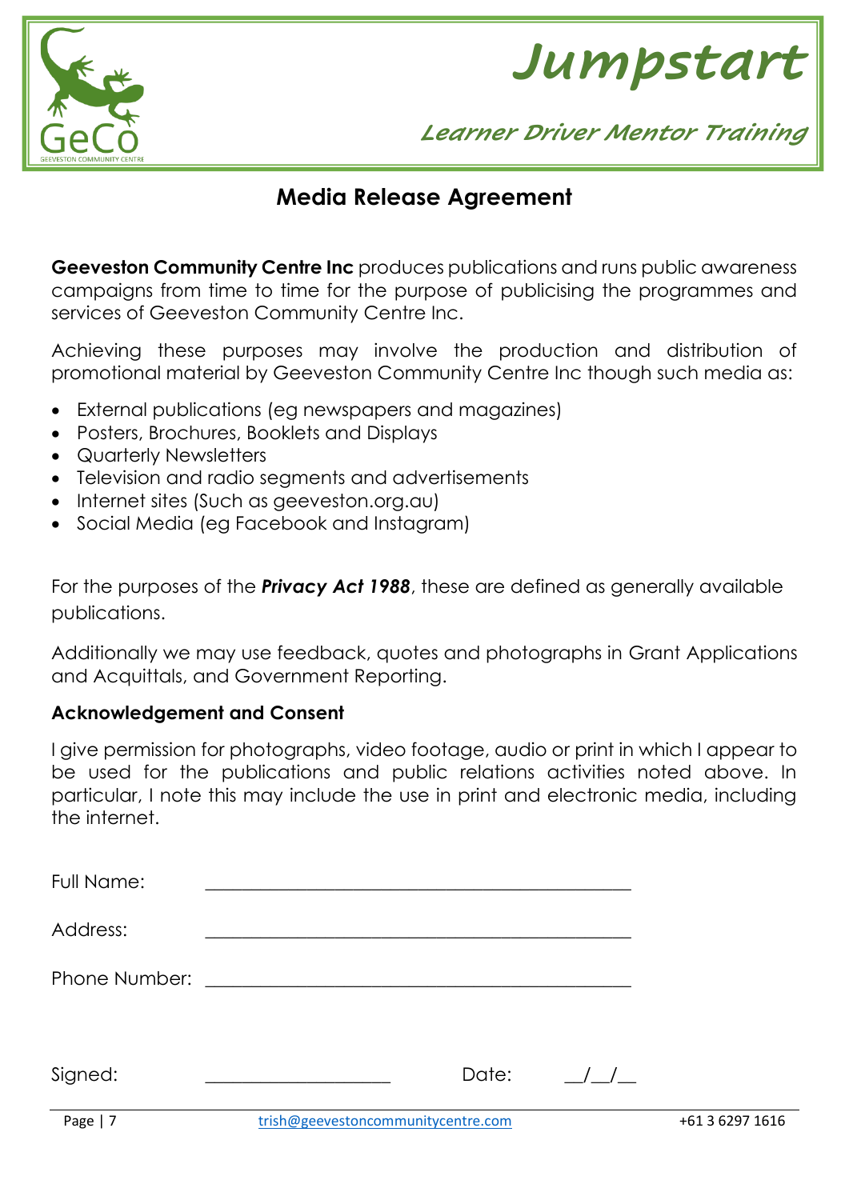Jumpstart

*Learner Driver Mentor Training*

# Media Release Agreement

**Geeveston Community Centre Inc** produces publications and runs public awareness campaigns from time to time for the purpose of publicising the programmes and services of Geeveston Community Centre Inc.

Achieving these purposes may involve the production and distribution of promotional material by Geeveston Community Centre Inc though such media as:

- External publications (eg newspapers and magazines)
- Posters, Brochures, Booklets and Displays
- Quarterly Newsletters
- Television and radio segments and advertisements
- Internet sites (Such as geeveston.org.au)
- Social Media (eg Facebook and Instagram)

For the purposes of the ***Privacy Act 1988***, these are defined as generally available publications.

Additionally we may use feedback, quotes and photographs in Grant Applications and Acquittals, and Government Reporting.

### Acknowledgement and Consent

I give permission for photographs, video footage, audio or print in which I appear to be used for the publications and public relations activities noted above. In particular, I note this may include the use in print and electronic media, including the internet.

Full Name: ______________________________________________

Address: ______________________________________________

Phone Number: ______________________________________________

Signed: ____________________ Date: __/__/__

trish@geevestoncommunitycentre.com +61 3 6297 1616